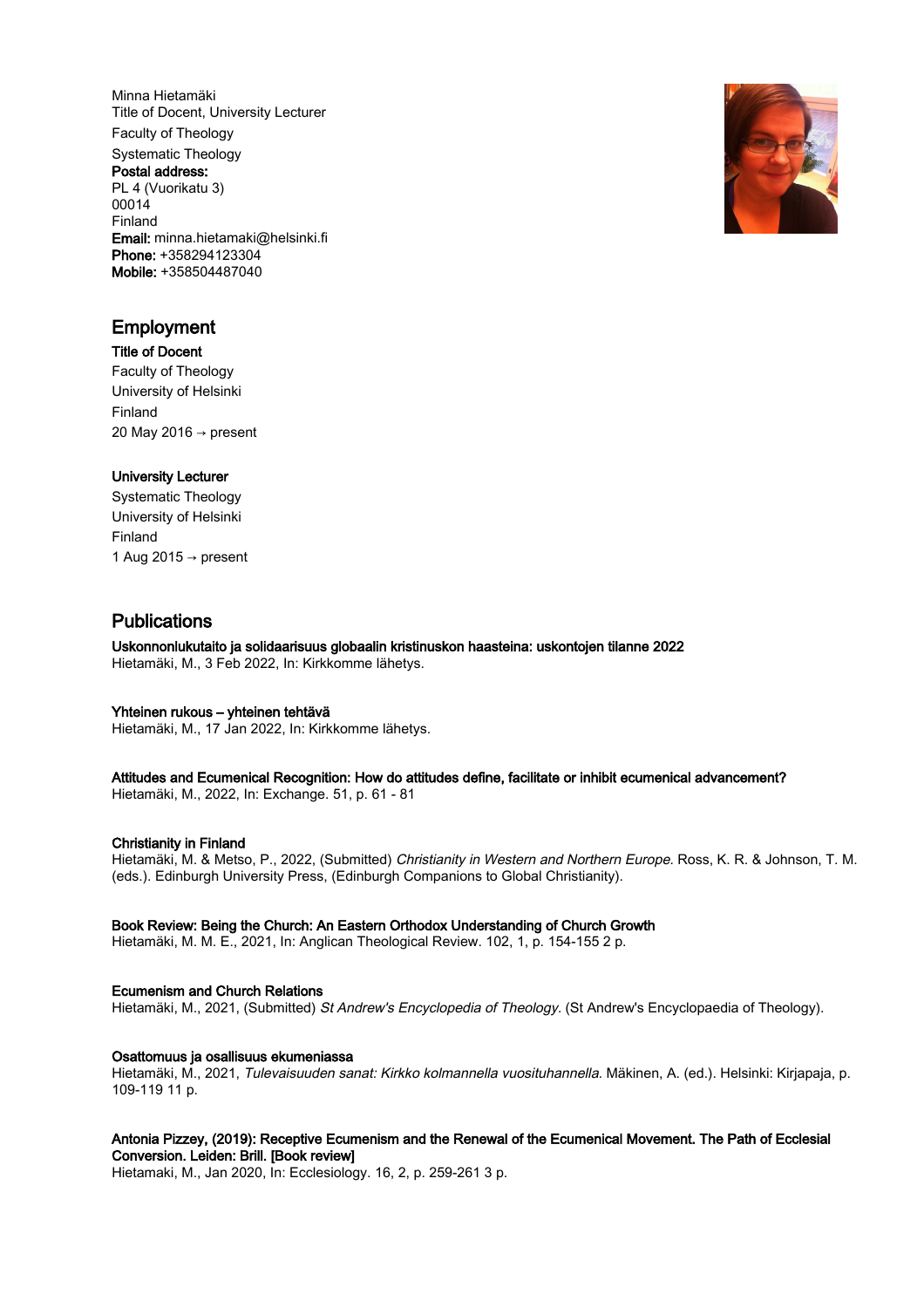Minna Hietamäki
Title of Docent, University Lecturer
Faculty of Theology
Systematic Theology
**Postal address:**
PL 4 (Vuorikatu 3)
00014
Finland
**Email:** minna.hietamaki@helsinki.fi
**Phone:** +358294123304
**Mobile:** +358504487040

## Employment

**Title of Docent**
Faculty of Theology
University of Helsinki
Finland
20 May 2016 → present

**University Lecturer**
Systematic Theology
University of Helsinki
Finland
1 Aug 2015 → present

## Publications

**Uskonnonlukutaito ja solidaarisuus globaalin kristinuskon haasteina: uskontojen tilanne 2022**
Hietamäki, M., 3 Feb 2022, In: Kirkkomme lähetys.

**Yhteinen rukous – yhteinen tehtävä**
Hietamäki, M., 17 Jan 2022, In: Kirkkomme lähetys.

**Attitudes and Ecumenical Recognition: How do attitudes define, facilitate or inhibit ecumenical advancement?**
Hietamäki, M., 2022, In: Exchange. 51, p. 61 - 81

**Christianity in Finland**
Hietamäki, M. & Metso, P., 2022, (Submitted) *Christianity in Western and Northern Europe.* Ross, K. R. & Johnson, T. M. (eds.). Edinburgh University Press, (Edinburgh Companions to Global Christianity).

**Book Review: Being the Church: An Eastern Orthodox Understanding of Church Growth**
Hietamäki, M. M. E., 2021, In: Anglican Theological Review. 102, 1, p. 154-155 2 p.

**Ecumenism and Church Relations**
Hietamäki, M., 2021, (Submitted) *St Andrew's Encyclopedia of Theology.* (St Andrew's Encyclopaedia of Theology).

**Osattomuus ja osallisuus ekumeniassa**
Hietamäki, M., 2021, *Tulevaisuuden sanat: Kirkko kolmannella vuosituhannella.* Mäkinen, A. (ed.). Helsinki: Kirjapaja, p. 109-119 11 p.

**Antonia Pizzey, (2019): Receptive Ecumenism and the Renewal of the Ecumenical Movement. The Path of Ecclesial Conversion. Leiden: Brill. [Book review]**
Hietamaki, M., Jan 2020, In: Ecclesiology. 16, 2, p. 259-261 3 p.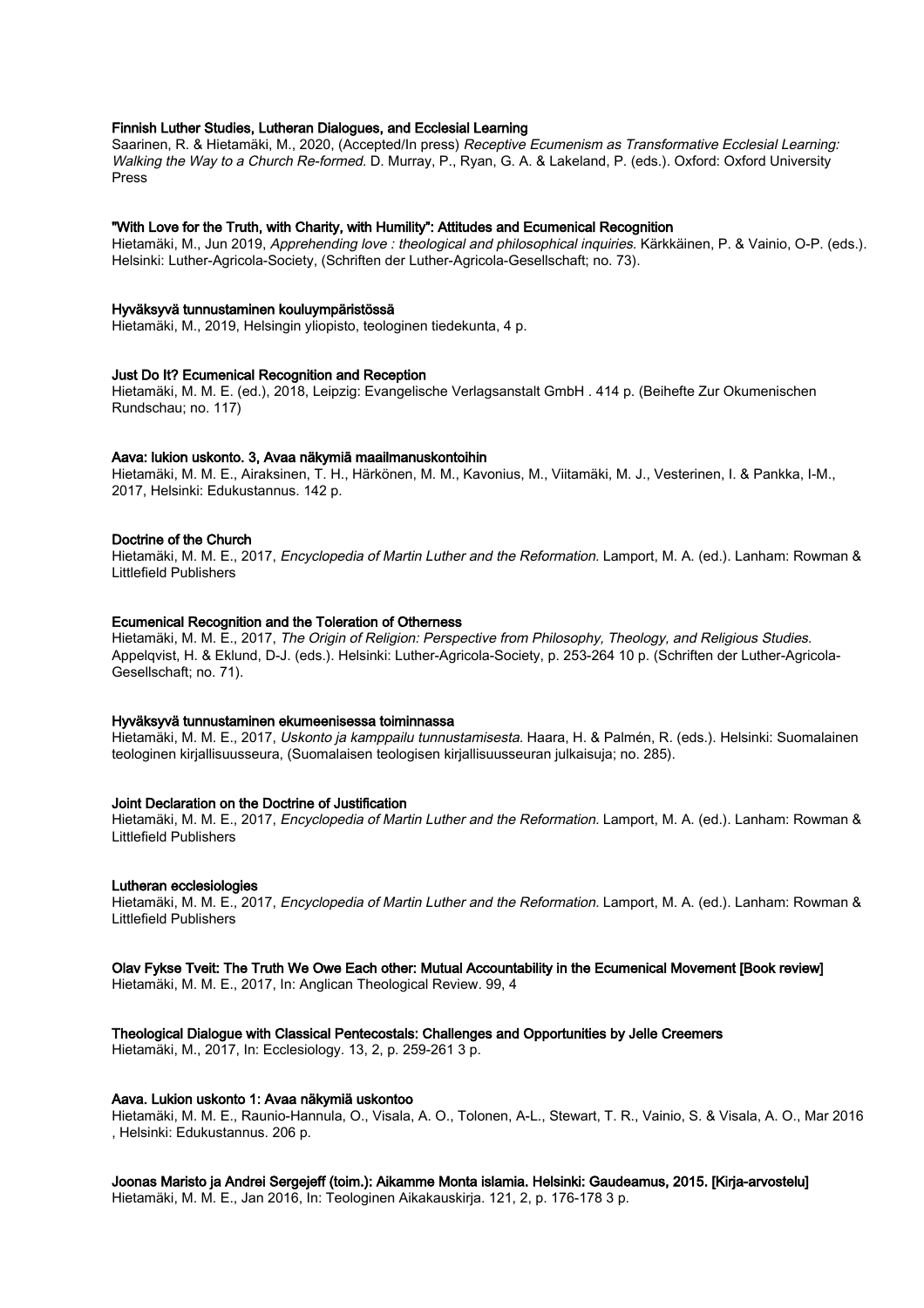**Finnish Luther Studies, Lutheran Dialogues, and Ecclesial Learning**
Saarinen, R. & Hietamäki, M., 2020, (Accepted/In press) *Receptive Ecumenism as Transformative Ecclesial Learning: Walking the Way to a Church Re-formed.* D. Murray, P., Ryan, G. A. & Lakeland, P. (eds.). Oxford: Oxford University Press

**"With Love for the Truth, with Charity, with Humility": Attitudes and Ecumenical Recognition**
Hietamäki, M., Jun 2019, *Apprehending love : theological and philosophical inquiries.* Kärkkäinen, P. & Vainio, O-P. (eds.). Helsinki: Luther-Agricola-Society, (Schriften der Luther-Agricola-Gesellschaft; no. 73).

**Hyväksyvä tunnustaminen kouluympäristössä**
Hietamäki, M., 2019, Helsingin yliopisto, teologinen tiedekunta, 4 p.

**Just Do It? Ecumenical Recognition and Reception**
Hietamäki, M. M. E. (ed.), 2018, Leipzig: Evangelische Verlagsanstalt GmbH . 414 p. (Beihefte Zur Okumenischen Rundschau; no. 117)

**Aava: lukion uskonto. 3, Avaa näkymiä maailmanuskontoihin**
Hietamäki, M. M. E., Airaksinen, T. H., Härkönen, M. M., Kavonius, M., Viitamäki, M. J., Vesterinen, I. & Pankka, I-M., 2017, Helsinki: Edukustannus. 142 p.

**Doctrine of the Church**
Hietamäki, M. M. E., 2017, *Encyclopedia of Martin Luther and the Reformation.* Lamport, M. A. (ed.). Lanham: Rowman & Littlefield Publishers

**Ecumenical Recognition and the Toleration of Otherness**
Hietamäki, M. M. E., 2017, *The Origin of Religion: Perspective from Philosophy, Theology, and Religious Studies.* Appelqvist, H. & Eklund, D-J. (eds.). Helsinki: Luther-Agricola-Society, p. 253-264 10 p. (Schriften der Luther-Agricola-Gesellschaft; no. 71).

**Hyväksyvä tunnustaminen ekumeenisessa toiminnassa**
Hietamäki, M. M. E., 2017, *Uskonto ja kamppailu tunnustamisesta.* Haara, H. & Palmén, R. (eds.). Helsinki: Suomalainen teologinen kirjallisuusseura, (Suomalaisen teologisen kirjallisuusseuran julkaisuja; no. 285).

**Joint Declaration on the Doctrine of Justification**
Hietamäki, M. M. E., 2017, *Encyclopedia of Martin Luther and the Reformation.* Lamport, M. A. (ed.). Lanham: Rowman & Littlefield Publishers

**Lutheran ecclesiologies**
Hietamäki, M. M. E., 2017, *Encyclopedia of Martin Luther and the Reformation.* Lamport, M. A. (ed.). Lanham: Rowman & Littlefield Publishers

**Olav Fykse Tveit: The Truth We Owe Each other: Mutual Accountability in the Ecumenical Movement [Book review]**
Hietamäki, M. M. E., 2017, In: Anglican Theological Review. 99, 4

**Theological Dialogue with Classical Pentecostals: Challenges and Opportunities by Jelle Creemers**
Hietamäki, M., 2017, In: Ecclesiology. 13, 2, p. 259-261 3 p.

**Aava. Lukion uskonto 1: Avaa näkymiä uskontoo**
Hietamäki, M. M. E., Raunio-Hannula, O., Visala, A. O., Tolonen, A-L., Stewart, T. R., Vainio, S. & Visala, A. O., Mar 2016 , Helsinki: Edukustannus. 206 p.

**Joonas Maristo ja Andrei Sergejeff (toim.): Aikamme Monta islamia. Helsinki: Gaudeamus, 2015. [Kirja-arvostelu]**
Hietamäki, M. M. E., Jan 2016, In: Teologinen Aikakauskirja. 121, 2, p. 176-178 3 p.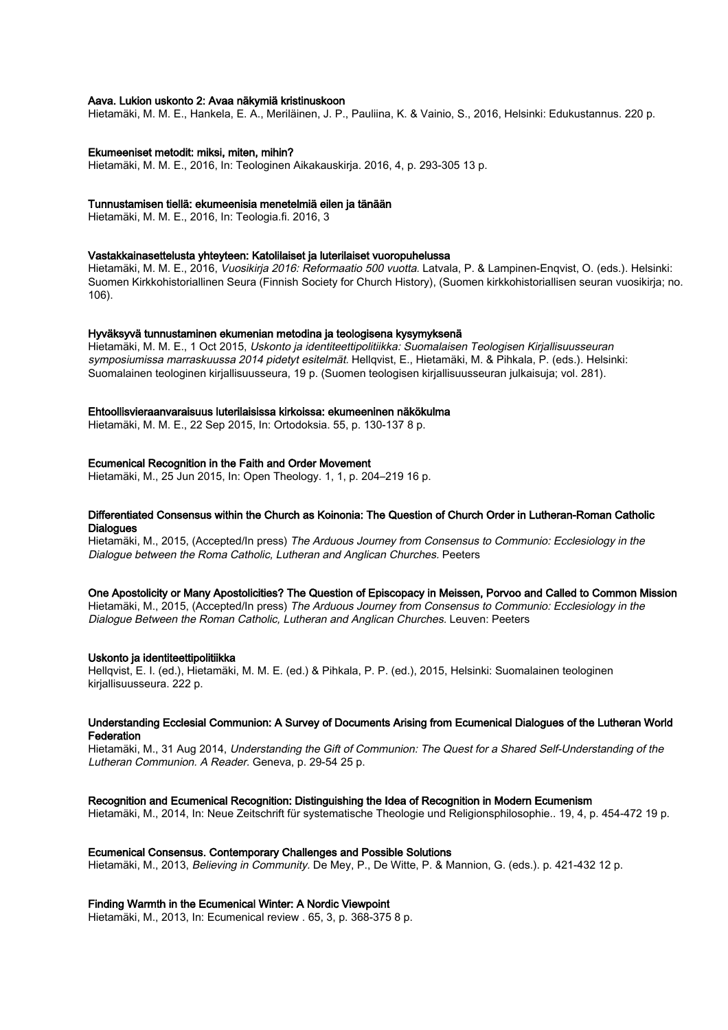**Aava. Lukion uskonto 2: Avaa näkymiä kristinuskoon**
Hietamäki, M. M. E., Hankela, E. A., Meriläinen, J. P., Pauliina, K. & Vainio, S., 2016, Helsinki: Edukustannus. 220 p.

**Ekumeeniset metodit: miksi, miten, mihin?**
Hietamäki, M. M. E., 2016, In: Teologinen Aikakauskirja. 2016, 4, p. 293-305 13 p.

**Tunnustamisen tiellä: ekumeenisia menetelmiä eilen ja tänään**
Hietamäki, M. M. E., 2016, In: Teologia.fi. 2016, 3

**Vastakkainasettelusta yhteyteen: Katolilaiset ja luterilaiset vuoropuhelussa**
Hietamäki, M. M. E., 2016, *Vuosikirja 2016: Reformaatio 500 vuotta.* Latvala, P. & Lampinen-Enqvist, O. (eds.). Helsinki: Suomen Kirkkohistoriallinen Seura (Finnish Society for Church History), (Suomen kirkkohistoriallisen seuran vuosikirja; no. 106).

**Hyväksyvä tunnustaminen ekumenian metodina ja teologisena kysymyksenä**
Hietamäki, M. M. E., 1 Oct 2015, *Uskonto ja identiteettipolitiikka: Suomalaisen Teologisen Kirjallisuusseuran symposiumissa marraskuussa 2014 pidetyt esitelmät.* Hellqvist, E., Hietamäki, M. & Pihkala, P. (eds.). Helsinki: Suomalainen teologinen kirjallisuusseura, 19 p. (Suomen teologisen kirjallisuusseuran julkaisuja; vol. 281).

**Ehtoollisvieraanvaraisuus luterilaisissa kirkoissa: ekumeeninen näkökulma**
Hietamäki, M. M. E., 22 Sep 2015, In: Ortodoksia. 55, p. 130-137 8 p.

**Ecumenical Recognition in the Faith and Order Movement**
Hietamäki, M., 25 Jun 2015, In: Open Theology. 1, 1, p. 204–219 16 p.

**Differentiated Consensus within the Church as Koinonia: The Question of Church Order in Lutheran-Roman Catholic Dialogues**
Hietamäki, M., 2015, (Accepted/In press) *The Arduous Journey from Consensus to Communio: Ecclesiology in the Dialogue between the Roma Catholic, Lutheran and Anglican Churches.* Peeters

**One Apostolicity or Many Apostolicities? The Question of Episcopacy in Meissen, Porvoo and Called to Common Mission**
Hietamäki, M., 2015, (Accepted/In press) *The Arduous Journey from Consensus to Communio: Ecclesiology in the Dialogue Between the Roman Catholic, Lutheran and Anglican Churches.* Leuven: Peeters

**Uskonto ja identiteettipolitiikka**
Hellqvist, E. I. (ed.), Hietamäki, M. M. E. (ed.) & Pihkala, P. P. (ed.), 2015, Helsinki: Suomalainen teologinen kirjallisuusseura. 222 p.

**Understanding Ecclesial Communion: A Survey of Documents Arising from Ecumenical Dialogues of the Lutheran World Federation**
Hietamäki, M., 31 Aug 2014, *Understanding the Gift of Communion: The Quest for a Shared Self-Understanding of the Lutheran Communion. A Reader.* Geneva, p. 29-54 25 p.

**Recognition and Ecumenical Recognition: Distinguishing the Idea of Recognition in Modern Ecumenism**
Hietamäki, M., 2014, In: Neue Zeitschrift für systematische Theologie und Religionsphilosophie.. 19, 4, p. 454-472 19 p.

**Ecumenical Consensus. Contemporary Challenges and Possible Solutions**
Hietamäki, M., 2013, *Believing in Community.* De Mey, P., De Witte, P. & Mannion, G. (eds.). p. 421-432 12 p.

**Finding Warmth in the Ecumenical Winter: A Nordic Viewpoint**
Hietamäki, M., 2013, In: Ecumenical review . 65, 3, p. 368-375 8 p.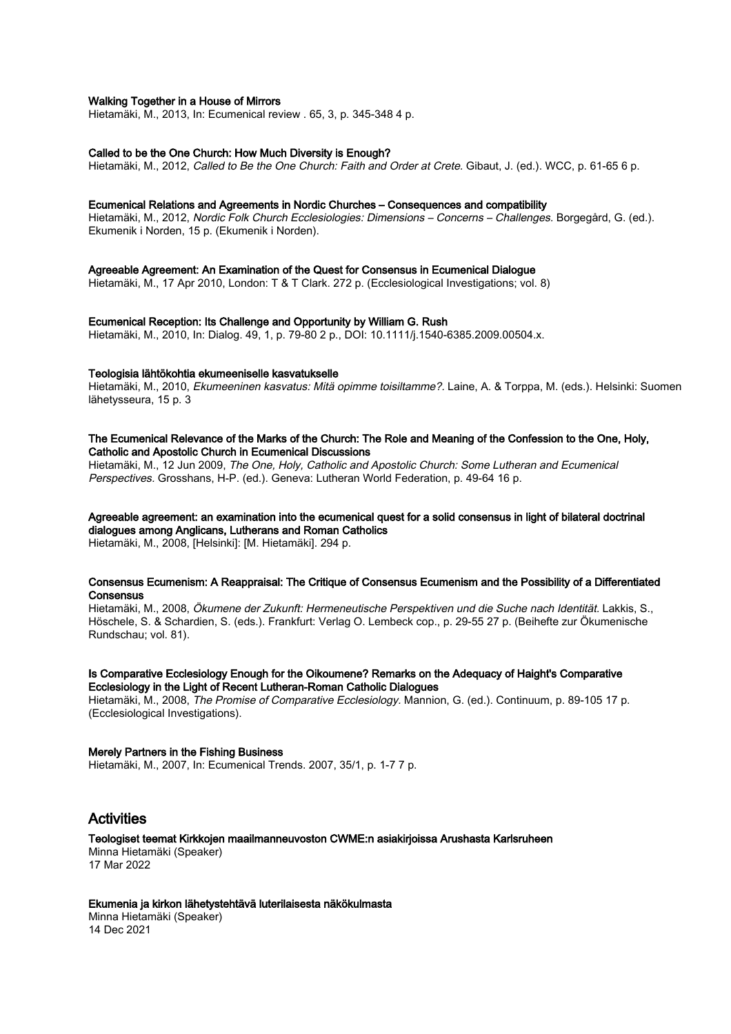**Walking Together in a House of Mirrors**
Hietamäki, M., 2013, In: Ecumenical review . 65, 3, p. 345-348 4 p.

**Called to be the One Church: How Much Diversity is Enough?**
Hietamäki, M., 2012, *Called to Be the One Church: Faith and Order at Crete.* Gibaut, J. (ed.). WCC, p. 61-65 6 p.

**Ecumenical Relations and Agreements in Nordic Churches – Consequences and compatibility**
Hietamäki, M., 2012, *Nordic Folk Church Ecclesiologies: Dimensions – Concerns – Challenges.* Borgegård, G. (ed.). Ekumenik i Norden, 15 p. (Ekumenik i Norden).

**Agreeable Agreement: An Examination of the Quest for Consensus in Ecumenical Dialogue**
Hietamäki, M., 17 Apr 2010, London: T & T Clark. 272 p. (Ecclesiological Investigations; vol. 8)

**Ecumenical Reception: Its Challenge and Opportunity by William G. Rush**
Hietamäki, M., 2010, In: Dialog. 49, 1, p. 79-80 2 p., DOI: 10.1111/j.1540-6385.2009.00504.x.

**Teologisia lähtökohtia ekumeeniselle kasvatukselle**
Hietamäki, M., 2010, *Ekumeeninen kasvatus: Mitä opimme toisiltamme?.* Laine, A. & Torppa, M. (eds.). Helsinki: Suomen lähetysseura, 15 p. 3

**The Ecumenical Relevance of the Marks of the Church: The Role and Meaning of the Confession to the One, Holy, Catholic and Apostolic Church in Ecumenical Discussions**
Hietamäki, M., 12 Jun 2009, *The One, Holy, Catholic and Apostolic Church: Some Lutheran and Ecumenical Perspectives.* Grosshans, H-P. (ed.). Geneva: Lutheran World Federation, p. 49-64 16 p.

**Agreeable agreement: an examination into the ecumenical quest for a solid consensus in light of bilateral doctrinal dialogues among Anglicans, Lutherans and Roman Catholics**
Hietamäki, M., 2008, [Helsinki]: [M. Hietamäki]. 294 p.

**Consensus Ecumenism: A Reappraisal: The Critique of Consensus Ecumenism and the Possibility of a Differentiated Consensus**
Hietamäki, M., 2008, *Ökumene der Zukunft: Hermeneutische Perspektiven und die Suche nach Identität.* Lakkis, S., Höschele, S. & Schardien, S. (eds.). Frankfurt: Verlag O. Lembeck cop., p. 29-55 27 p. (Beihefte zur Ökumenische Rundschau; vol. 81).

**Is Comparative Ecclesiology Enough for the Oikoumene? Remarks on the Adequacy of Haight's Comparative Ecclesiology in the Light of Recent Lutheran-Roman Catholic Dialogues**
Hietamäki, M., 2008, *The Promise of Comparative Ecclesiology.* Mannion, G. (ed.). Continuum, p. 89-105 17 p. (Ecclesiological Investigations).

**Merely Partners in the Fishing Business**
Hietamäki, M., 2007, In: Ecumenical Trends. 2007, 35/1, p. 1-7 7 p.

## Activities

**Teologiset teemat Kirkkojen maailmanneuvoston CWME:n asiakirjoissa Arushasta Karlsruheen**
Minna Hietamäki (Speaker)
17 Mar 2022

**Ekumenia ja kirkon lähetystehtävä luterilaisesta näkökulmasta**
Minna Hietamäki (Speaker)
14 Dec 2021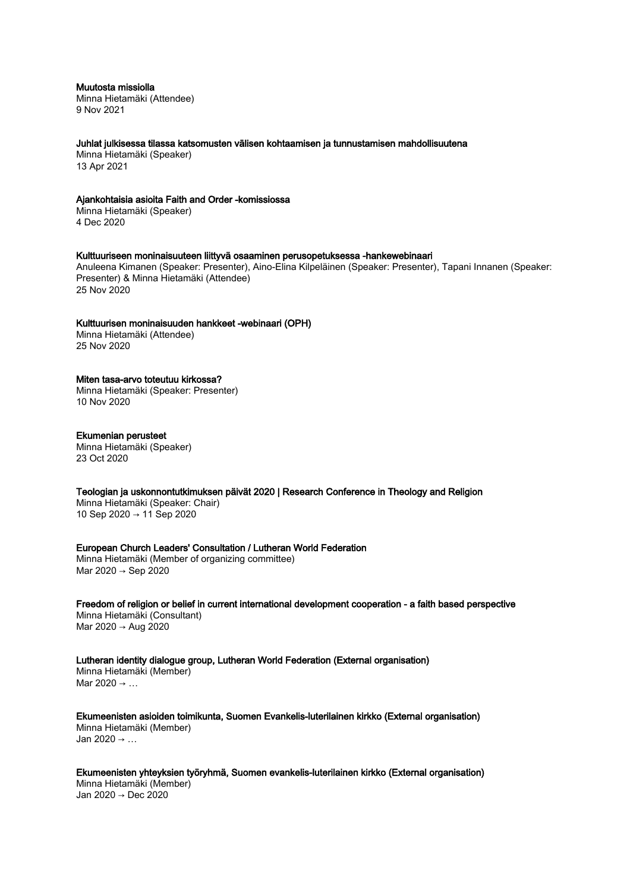**Muutosta missiolla**
Minna Hietamäki (Attendee)
9 Nov 2021

**Juhlat julkisessa tilassa katsomusten välisen kohtaamisen ja tunnustamisen mahdollisuutena**
Minna Hietamäki (Speaker)
13 Apr 2021

**Ajankohtaisia asioita Faith and Order -komissiossa**
Minna Hietamäki (Speaker)
4 Dec 2020

**Kulttuuriseen moninaisuuteen liittyvä osaaminen perusopetuksessa -hankewebinaari**
Anuleena Kimanen (Speaker: Presenter), Aino-Elina Kilpeläinen (Speaker: Presenter), Tapani Innanen (Speaker: Presenter) & Minna Hietamäki (Attendee)
25 Nov 2020

**Kulttuurisen moninaisuuden hankkeet -webinaari (OPH)**
Minna Hietamäki (Attendee)
25 Nov 2020

**Miten tasa-arvo toteutuu kirkossa?**
Minna Hietamäki (Speaker: Presenter)
10 Nov 2020

**Ekumenian perusteet**
Minna Hietamäki (Speaker)
23 Oct 2020

**Teologian ja uskonnontutkimuksen päivät 2020 | Research Conference in Theology and Religion**
Minna Hietamäki (Speaker: Chair)
10 Sep 2020 → 11 Sep 2020

**European Church Leaders' Consultation / Lutheran World Federation**
Minna Hietamäki (Member of organizing committee)
Mar 2020 → Sep 2020

**Freedom of religion or belief in current international development cooperation - a faith based perspective**
Minna Hietamäki (Consultant)
Mar 2020 → Aug 2020

**Lutheran identity dialogue group, Lutheran World Federation (External organisation)**
Minna Hietamäki (Member)
Mar 2020 → …

**Ekumeenisten asioiden toimikunta, Suomen Evankelis-luterilainen kirkko (External organisation)**
Minna Hietamäki (Member)
Jan 2020 → …

**Ekumeenisten yhteyksien työryhmä, Suomen evankelis-luterilainen kirkko (External organisation)**
Minna Hietamäki (Member)
Jan 2020 → Dec 2020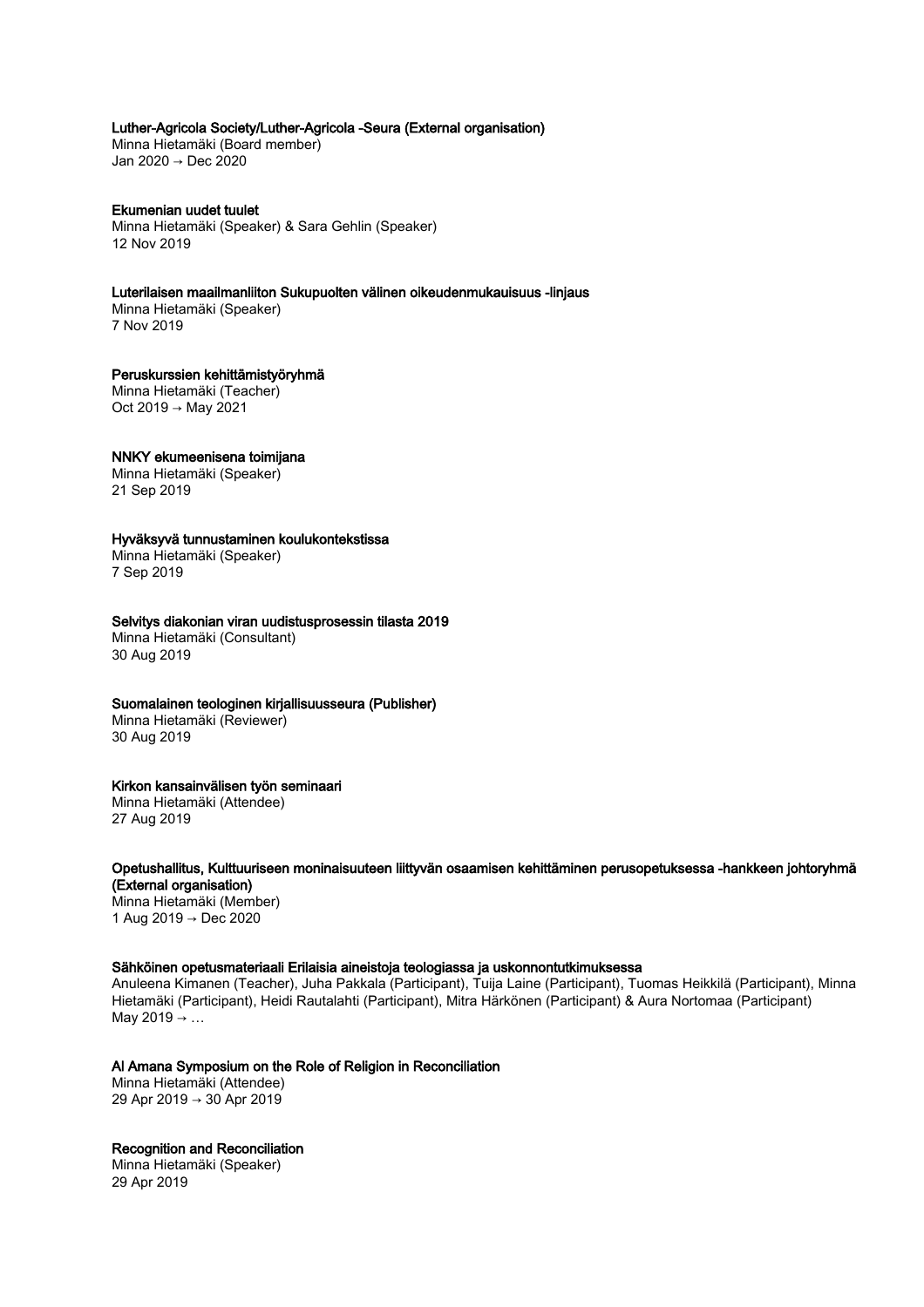**Luther-Agricola Society/Luther-Agricola -Seura (External organisation)**
Minna Hietamäki (Board member)
Jan 2020 → Dec 2020

**Ekumenian uudet tuulet**
Minna Hietamäki (Speaker) & Sara Gehlin (Speaker)
12 Nov 2019

**Luterilaisen maailmanliiton Sukupuolten välinen oikeudenmukauisuus -linjaus**
Minna Hietamäki (Speaker)
7 Nov 2019

**Peruskurssien kehittämistyöryhmä**
Minna Hietamäki (Teacher)
Oct 2019 → May 2021

**NNKY ekumeenisena toimijana**
Minna Hietamäki (Speaker)
21 Sep 2019

**Hyväksyvä tunnustaminen koulukontekstissa**
Minna Hietamäki (Speaker)
7 Sep 2019

**Selvitys diakonian viran uudistusprosessin tilasta 2019**
Minna Hietamäki (Consultant)
30 Aug 2019

**Suomalainen teologinen kirjallisuusseura (Publisher)**
Minna Hietamäki (Reviewer)
30 Aug 2019

**Kirkon kansainvälisen työn seminaari**
Minna Hietamäki (Attendee)
27 Aug 2019

**Opetushallitus, Kulttuuriseen moninaisuuteen liittyvän osaamisen kehittäminen perusopetuksessa -hankkeen johtoryhmä (External organisation)**
Minna Hietamäki (Member)
1 Aug 2019 → Dec 2020

**Sähköinen opetusmateriaali Erilaisia aineistoja teologiassa ja uskonnontutkimuksessa**
Anuleena Kimanen (Teacher), Juha Pakkala (Participant), Tuija Laine (Participant), Tuomas Heikkilä (Participant), Minna Hietamäki (Participant), Heidi Rautalahti (Participant), Mitra Härkönen (Participant) & Aura Nortomaa (Participant)
May 2019 → …

**Al Amana Symposium on the Role of Religion in Reconciliation**
Minna Hietamäki (Attendee)
29 Apr 2019 → 30 Apr 2019

**Recognition and Reconciliation**
Minna Hietamäki (Speaker)
29 Apr 2019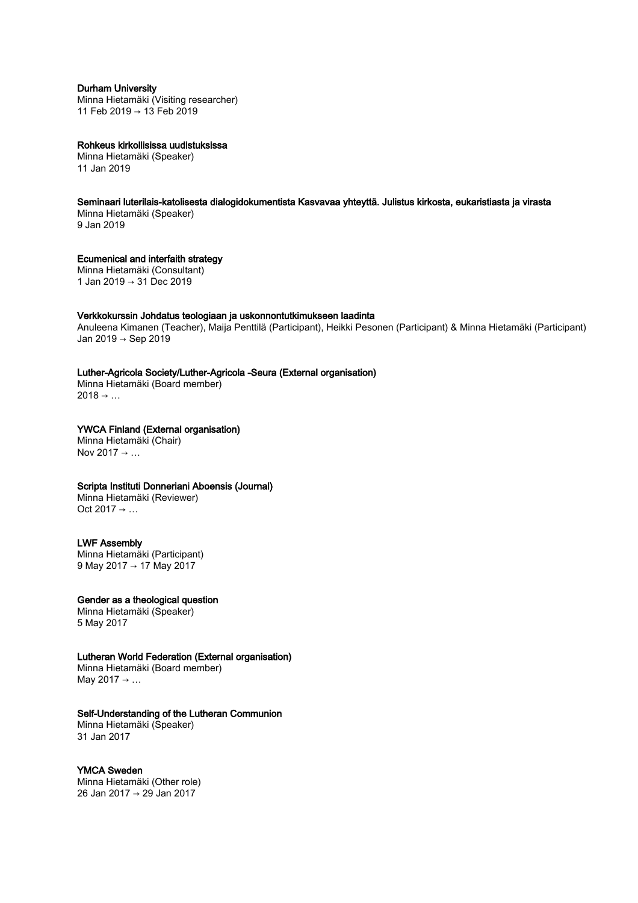**Durham University**
Minna Hietamäki (Visiting researcher)
11 Feb 2019 → 13 Feb 2019

**Rohkeus kirkollisissa uudistuksissa**
Minna Hietamäki (Speaker)
11 Jan 2019

**Seminaari luterilais-katolisesta dialogidokumentista Kasvavaa yhteyttä. Julistus kirkosta, eukaristiasta ja virasta**
Minna Hietamäki (Speaker)
9 Jan 2019

**Ecumenical and interfaith strategy**
Minna Hietamäki (Consultant)
1 Jan 2019 → 31 Dec 2019

**Verkkokurssin Johdatus teologiaan ja uskonnontutkimukseen laadinta**
Anuleena Kimanen (Teacher), Maija Penttilä (Participant), Heikki Pesonen (Participant) & Minna Hietamäki (Participant)
Jan 2019 → Sep 2019

**Luther-Agricola Society/Luther-Agricola -Seura (External organisation)**
Minna Hietamäki (Board member)
2018 → …

**YWCA Finland (External organisation)**
Minna Hietamäki (Chair)
Nov 2017 → …

**Scripta Instituti Donneriani Aboensis (Journal)**
Minna Hietamäki (Reviewer)
Oct 2017 → …

**LWF Assembly**
Minna Hietamäki (Participant)
9 May 2017 → 17 May 2017

**Gender as a theological question**
Minna Hietamäki (Speaker)
5 May 2017

**Lutheran World Federation (External organisation)**
Minna Hietamäki (Board member)
May 2017 → …

**Self-Understanding of the Lutheran Communion**
Minna Hietamäki (Speaker)
31 Jan 2017

**YMCA Sweden**
Minna Hietamäki (Other role)
26 Jan 2017 → 29 Jan 2017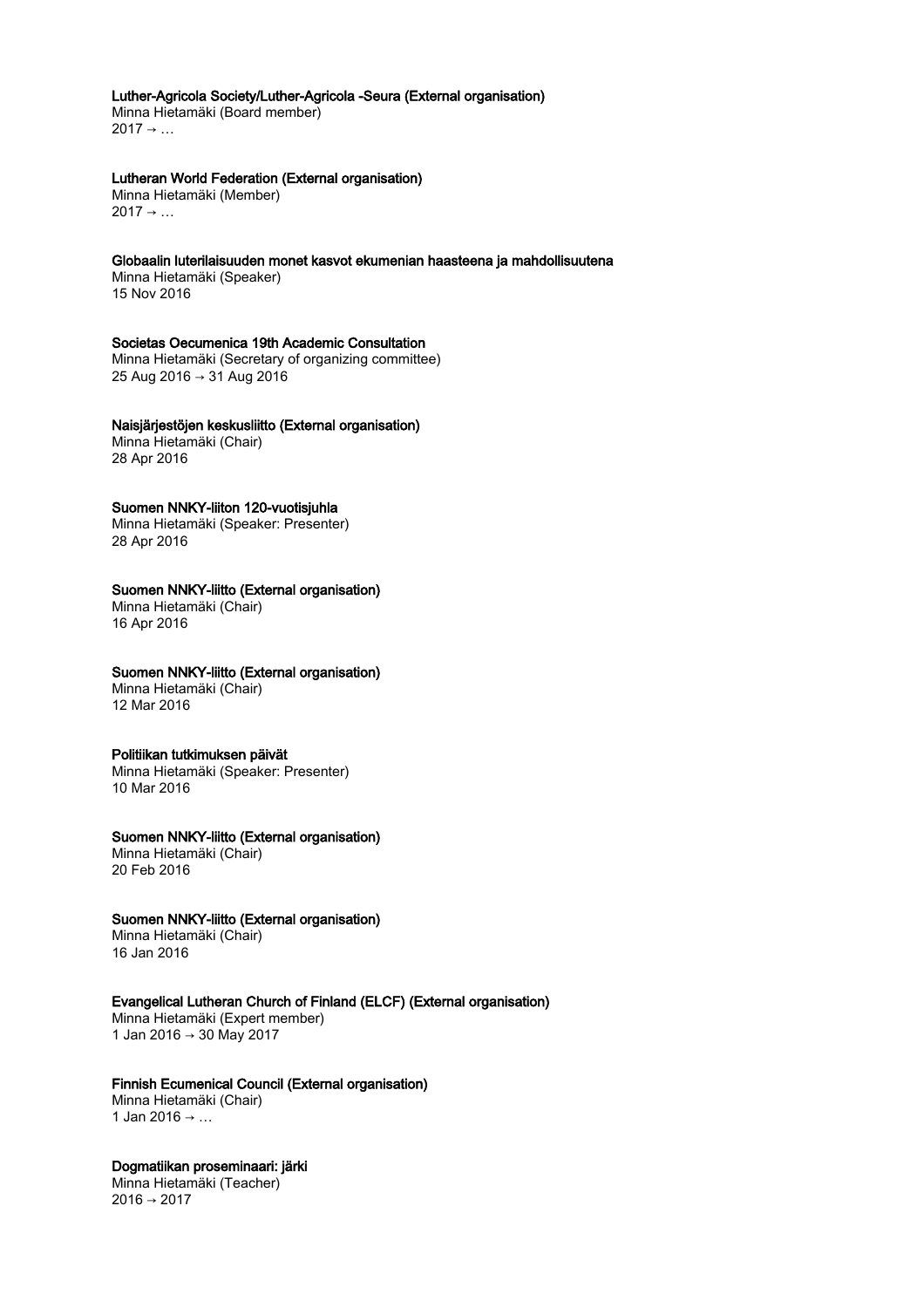**Luther-Agricola Society/Luther-Agricola -Seura (External organisation)**
Minna Hietamäki (Board member)
2017 → …

**Lutheran World Federation (External organisation)**
Minna Hietamäki (Member)
2017 → …

**Globaalin luterilaisuuden monet kasvot ekumenian haasteena ja mahdollisuutena**
Minna Hietamäki (Speaker)
15 Nov 2016

**Societas Oecumenica 19th Academic Consultation**
Minna Hietamäki (Secretary of organizing committee)
25 Aug 2016 → 31 Aug 2016

**Naisjärjestöjen keskusliitto (External organisation)**
Minna Hietamäki (Chair)
28 Apr 2016

**Suomen NNKY-liiton 120-vuotisjuhla**
Minna Hietamäki (Speaker: Presenter)
28 Apr 2016

**Suomen NNKY-liitto (External organisation)**
Minna Hietamäki (Chair)
16 Apr 2016

**Suomen NNKY-liitto (External organisation)**
Minna Hietamäki (Chair)
12 Mar 2016

**Politiikan tutkimuksen päivät**
Minna Hietamäki (Speaker: Presenter)
10 Mar 2016

**Suomen NNKY-liitto (External organisation)**
Minna Hietamäki (Chair)
20 Feb 2016

**Suomen NNKY-liitto (External organisation)**
Minna Hietamäki (Chair)
16 Jan 2016

**Evangelical Lutheran Church of Finland (ELCF) (External organisation)**
Minna Hietamäki (Expert member)
1 Jan 2016 → 30 May 2017

**Finnish Ecumenical Council (External organisation)**
Minna Hietamäki (Chair)
1 Jan 2016 → …

**Dogmatiikan proseminaari: järki**
Minna Hietamäki (Teacher)
2016 → 2017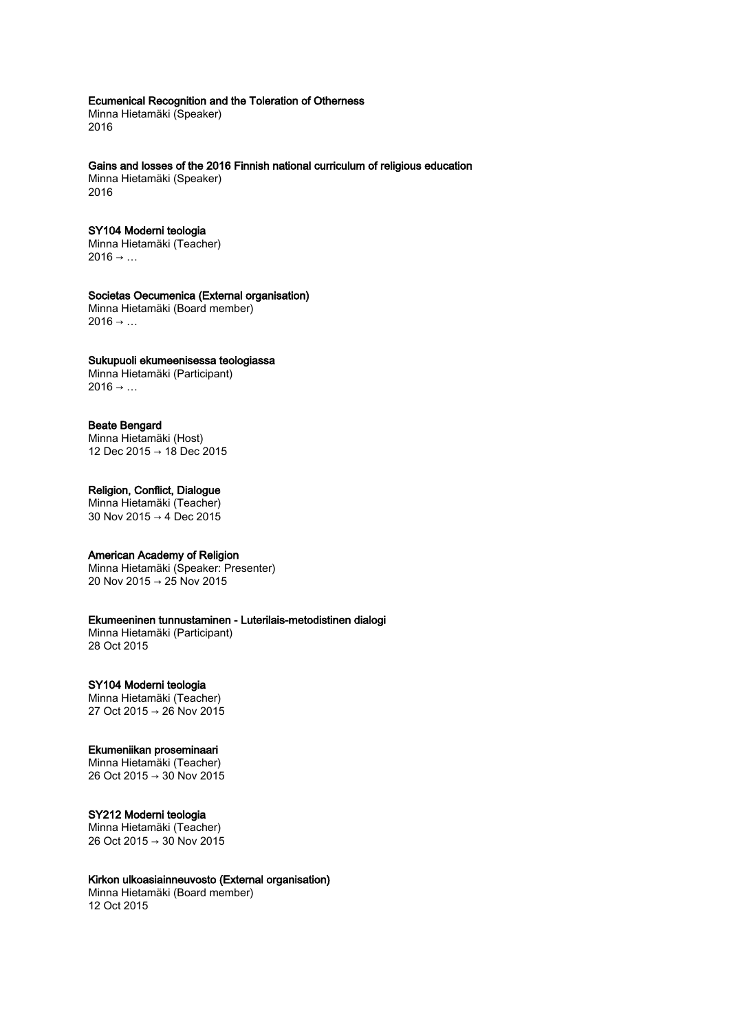**Ecumenical Recognition and the Toleration of Otherness**
Minna Hietamäki (Speaker)
2016

**Gains and losses of the 2016 Finnish national curriculum of religious education**
Minna Hietamäki (Speaker)
2016

**SY104 Moderni teologia**
Minna Hietamäki (Teacher)
2016 → …

**Societas Oecumenica (External organisation)**
Minna Hietamäki (Board member)
2016 → …

**Sukupuoli ekumeenisessa teologiassa**
Minna Hietamäki (Participant)
2016 → …

**Beate Bengard**
Minna Hietamäki (Host)
12 Dec 2015 → 18 Dec 2015

**Religion, Conflict, Dialogue**
Minna Hietamäki (Teacher)
30 Nov 2015 → 4 Dec 2015

**American Academy of Religion**
Minna Hietamäki (Speaker: Presenter)
20 Nov 2015 → 25 Nov 2015

**Ekumeeninen tunnustaminen - Luterilais-metodistinen dialogi**
Minna Hietamäki (Participant)
28 Oct 2015

**SY104 Moderni teologia**
Minna Hietamäki (Teacher)
27 Oct 2015 → 26 Nov 2015

**Ekumeniikan proseminaari**
Minna Hietamäki (Teacher)
26 Oct 2015 → 30 Nov 2015

**SY212 Moderni teologia**
Minna Hietamäki (Teacher)
26 Oct 2015 → 30 Nov 2015

**Kirkon ulkoasiainneuvosto (External organisation)**
Minna Hietamäki (Board member)
12 Oct 2015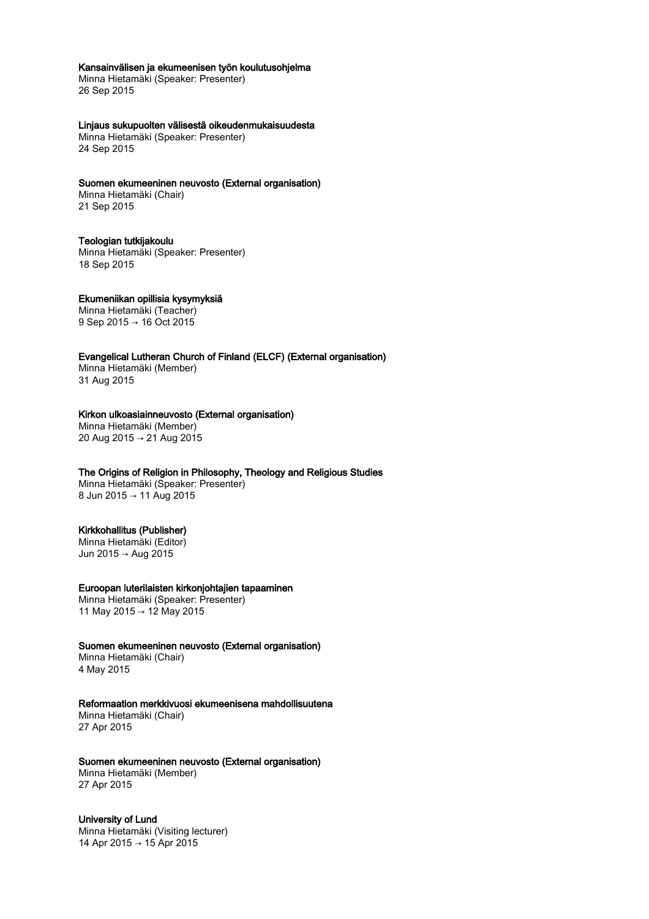**Kansainvälisen ja ekumeenisen työn koulutusohjelma**
Minna Hietamäki (Speaker: Presenter)
26 Sep 2015

**Linjaus sukupuolten välisestä oikeudenmukaisuudesta**
Minna Hietamäki (Speaker: Presenter)
24 Sep 2015

**Suomen ekumeeninen neuvosto (External organisation)**
Minna Hietamäki (Chair)
21 Sep 2015

**Teologian tutkijakoulu**
Minna Hietamäki (Speaker: Presenter)
18 Sep 2015

**Ekumeniikan opillisia kysymyksiä**
Minna Hietamäki (Teacher)
9 Sep 2015 → 16 Oct 2015

**Evangelical Lutheran Church of Finland (ELCF) (External organisation)**
Minna Hietamäki (Member)
31 Aug 2015

**Kirkon ulkoasiainneuvosto (External organisation)**
Minna Hietamäki (Member)
20 Aug 2015 → 21 Aug 2015

**The Origins of Religion in Philosophy, Theology and Religious Studies**
Minna Hietamäki (Speaker: Presenter)
8 Jun 2015 → 11 Aug 2015

**Kirkkohallitus (Publisher)**
Minna Hietamäki (Editor)
Jun 2015 → Aug 2015

**Euroopan luterilaisten kirkonjohtajien tapaaminen**
Minna Hietamäki (Speaker: Presenter)
11 May 2015 → 12 May 2015

**Suomen ekumeeninen neuvosto (External organisation)**
Minna Hietamäki (Chair)
4 May 2015

**Reformaation merkkivuosi ekumeenisena mahdollisuutena**
Minna Hietamäki (Chair)
27 Apr 2015

**Suomen ekumeeninen neuvosto (External organisation)**
Minna Hietamäki (Member)
27 Apr 2015

**University of Lund**
Minna Hietamäki (Visiting lecturer)
14 Apr 2015 → 15 Apr 2015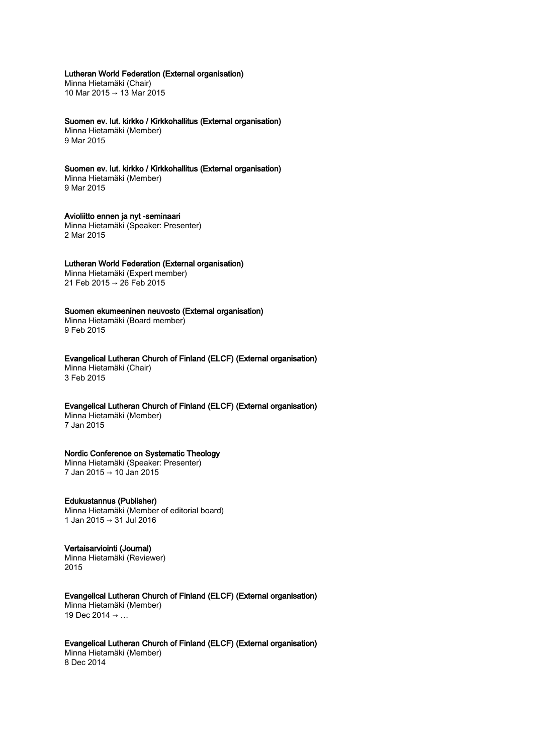**Lutheran World Federation (External organisation)**
Minna Hietamäki (Chair)
10 Mar 2015 → 13 Mar 2015

**Suomen ev. lut. kirkko / Kirkkohallitus (External organisation)**
Minna Hietamäki (Member)
9 Mar 2015

**Suomen ev. lut. kirkko / Kirkkohallitus (External organisation)**
Minna Hietamäki (Member)
9 Mar 2015

**Avioliitto ennen ja nyt -seminaari**
Minna Hietamäki (Speaker: Presenter)
2 Mar 2015

**Lutheran World Federation (External organisation)**
Minna Hietamäki (Expert member)
21 Feb 2015 → 26 Feb 2015

**Suomen ekumeeninen neuvosto (External organisation)**
Minna Hietamäki (Board member)
9 Feb 2015

**Evangelical Lutheran Church of Finland (ELCF) (External organisation)**
Minna Hietamäki (Chair)
3 Feb 2015

**Evangelical Lutheran Church of Finland (ELCF) (External organisation)**
Minna Hietamäki (Member)
7 Jan 2015

**Nordic Conference on Systematic Theology**
Minna Hietamäki (Speaker: Presenter)
7 Jan 2015 → 10 Jan 2015

**Edukustannus (Publisher)**
Minna Hietamäki (Member of editorial board)
1 Jan 2015 → 31 Jul 2016

**Vertaisarviointi (Journal)**
Minna Hietamäki (Reviewer)
2015

**Evangelical Lutheran Church of Finland (ELCF) (External organisation)**
Minna Hietamäki (Member)
19 Dec 2014 → …

**Evangelical Lutheran Church of Finland (ELCF) (External organisation)**
Minna Hietamäki (Member)
8 Dec 2014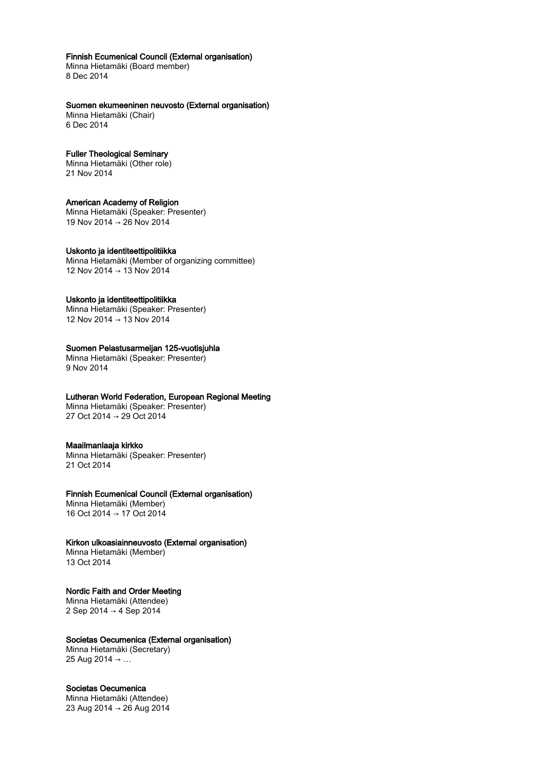**Finnish Ecumenical Council (External organisation)**
Minna Hietamäki (Board member)
8 Dec 2014

**Suomen ekumeeninen neuvosto (External organisation)**
Minna Hietamäki (Chair)
6 Dec 2014

**Fuller Theological Seminary**
Minna Hietamäki (Other role)
21 Nov 2014

**American Academy of Religion**
Minna Hietamäki (Speaker: Presenter)
19 Nov 2014 → 26 Nov 2014

**Uskonto ja identiteettipolitiikka**
Minna Hietamäki (Member of organizing committee)
12 Nov 2014 → 13 Nov 2014

**Uskonto ja identiteettipolitiikka**
Minna Hietamäki (Speaker: Presenter)
12 Nov 2014 → 13 Nov 2014

**Suomen Pelastusarmeijan 125-vuotisjuhla**
Minna Hietamäki (Speaker: Presenter)
9 Nov 2014

**Lutheran World Federation, European Regional Meeting**
Minna Hietamäki (Speaker: Presenter)
27 Oct 2014 → 29 Oct 2014

**Maailmanlaaja kirkko**
Minna Hietamäki (Speaker: Presenter)
21 Oct 2014

**Finnish Ecumenical Council (External organisation)**
Minna Hietamäki (Member)
16 Oct 2014 → 17 Oct 2014

**Kirkon ulkoasiainneuvosto (External organisation)**
Minna Hietamäki (Member)
13 Oct 2014

**Nordic Faith and Order Meeting**
Minna Hietamäki (Attendee)
2 Sep 2014 → 4 Sep 2014

**Societas Oecumenica (External organisation)**
Minna Hietamäki (Secretary)
25 Aug 2014 → …

**Societas Oecumenica**
Minna Hietamäki (Attendee)
23 Aug 2014 → 26 Aug 2014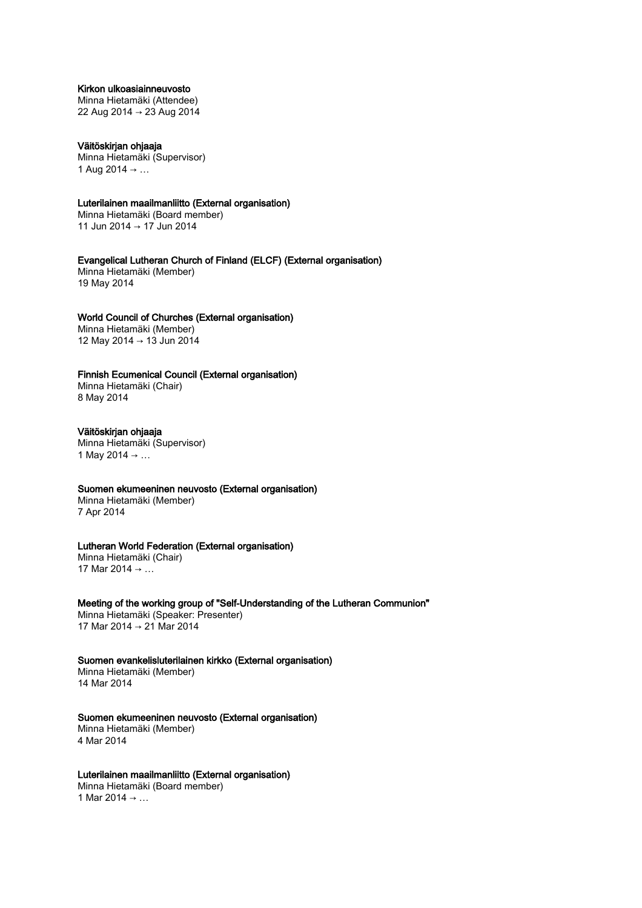**Kirkon ulkoasiainneuvosto**
Minna Hietamäki (Attendee)
22 Aug 2014 → 23 Aug 2014

**Väitöskirjan ohjaaja**
Minna Hietamäki (Supervisor)
1 Aug 2014 → …

**Luterilainen maailmanliitto (External organisation)**
Minna Hietamäki (Board member)
11 Jun 2014 → 17 Jun 2014

**Evangelical Lutheran Church of Finland (ELCF) (External organisation)**
Minna Hietamäki (Member)
19 May 2014

**World Council of Churches (External organisation)**
Minna Hietamäki (Member)
12 May 2014 → 13 Jun 2014

**Finnish Ecumenical Council (External organisation)**
Minna Hietamäki (Chair)
8 May 2014

**Väitöskirjan ohjaaja**
Minna Hietamäki (Supervisor)
1 May 2014 → …

**Suomen ekumeeninen neuvosto (External organisation)**
Minna Hietamäki (Member)
7 Apr 2014

**Lutheran World Federation (External organisation)**
Minna Hietamäki (Chair)
17 Mar 2014 → …

**Meeting of the working group of "Self-Understanding of the Lutheran Communion"**
Minna Hietamäki (Speaker: Presenter)
17 Mar 2014 → 21 Mar 2014

**Suomen evankelisluterilainen kirkko (External organisation)**
Minna Hietamäki (Member)
14 Mar 2014

**Suomen ekumeeninen neuvosto (External organisation)**
Minna Hietamäki (Member)
4 Mar 2014

**Luterilainen maailmanliitto (External organisation)**
Minna Hietamäki (Board member)
1 Mar 2014 → …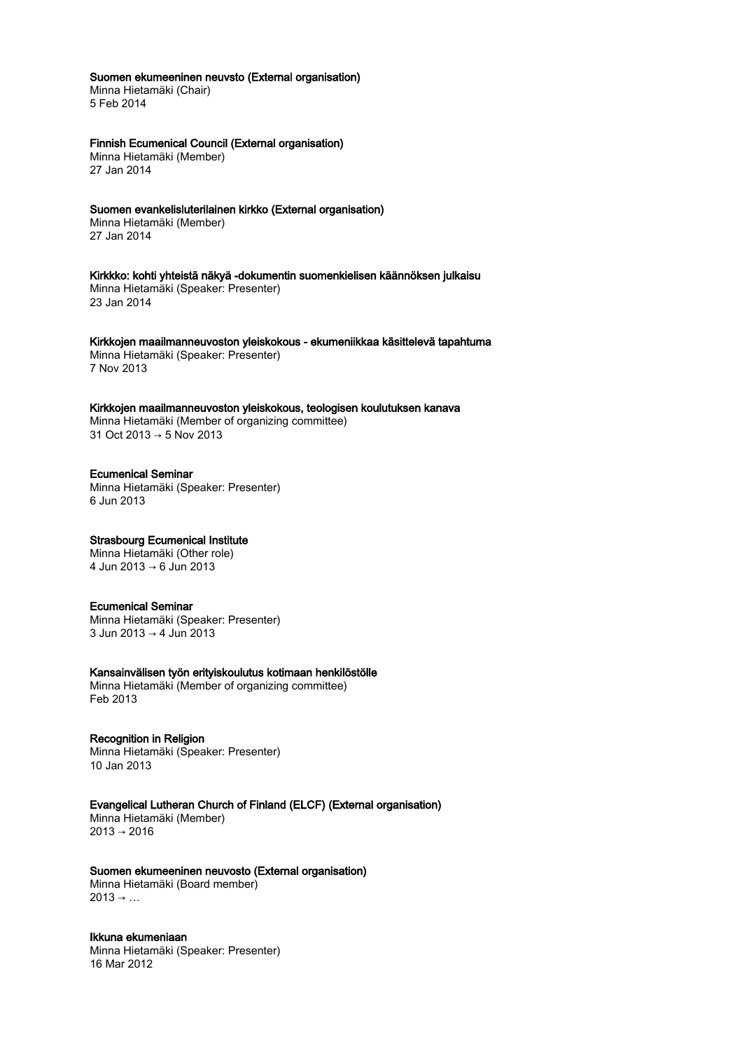**Suomen ekumeeninen neuvsto (External organisation)**
Minna Hietamäki (Chair)
5 Feb 2014

**Finnish Ecumenical Council (External organisation)**
Minna Hietamäki (Member)
27 Jan 2014

**Suomen evankelisluterilainen kirkko (External organisation)**
Minna Hietamäki (Member)
27 Jan 2014

**Kirkkko: kohti yhteistä näkyä -dokumentin suomenkielisen käännöksen julkaisu**
Minna Hietamäki (Speaker: Presenter)
23 Jan 2014

**Kirkkojen maailmanneuvoston yleiskokous - ekumeniikkaa käsittelevä tapahtuma**
Minna Hietamäki (Speaker: Presenter)
7 Nov 2013

**Kirkkojen maailmanneuvoston yleiskokous, teologisen koulutuksen kanava**
Minna Hietamäki (Member of organizing committee)
31 Oct 2013 → 5 Nov 2013

**Ecumenical Seminar**
Minna Hietamäki (Speaker: Presenter)
6 Jun 2013

**Strasbourg Ecumenical Institute**
Minna Hietamäki (Other role)
4 Jun 2013 → 6 Jun 2013

**Ecumenical Seminar**
Minna Hietamäki (Speaker: Presenter)
3 Jun 2013 → 4 Jun 2013

**Kansainvälisen työn erityiskoulutus kotimaan henkilöstölle**
Minna Hietamäki (Member of organizing committee)
Feb 2013

**Recognition in Religion**
Minna Hietamäki (Speaker: Presenter)
10 Jan 2013

**Evangelical Lutheran Church of Finland (ELCF) (External organisation)**
Minna Hietamäki (Member)
2013 → 2016

**Suomen ekumeeninen neuvosto (External organisation)**
Minna Hietamäki (Board member)
2013 → …

**Ikkuna ekumeniaan**
Minna Hietamäki (Speaker: Presenter)
16 Mar 2012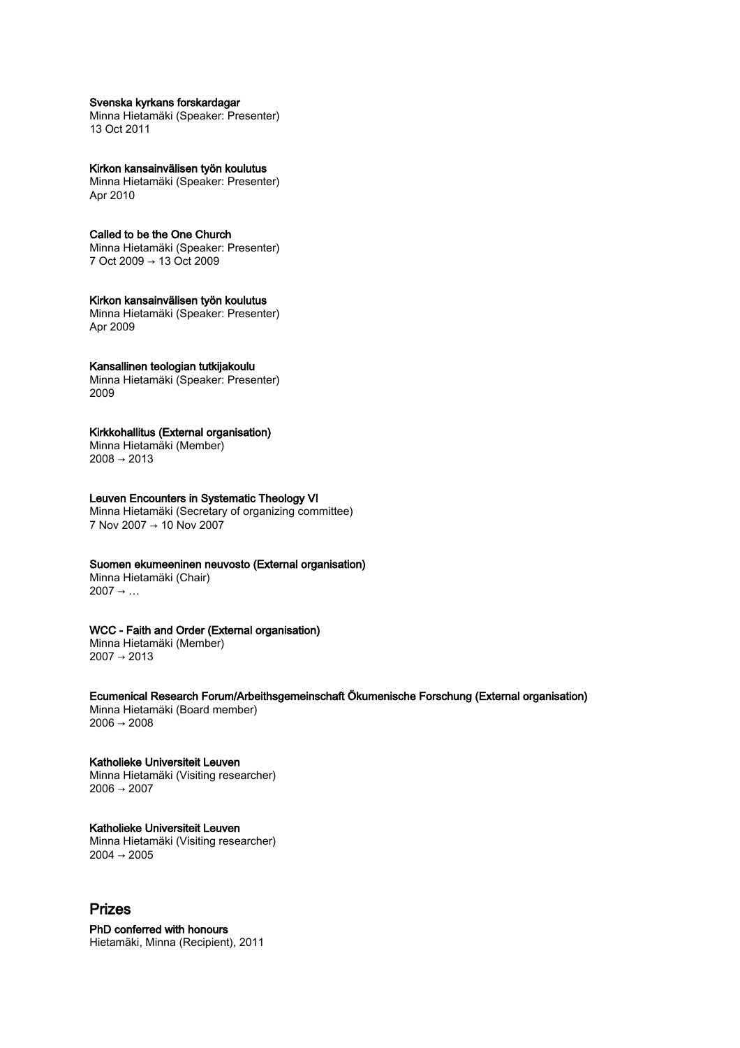**Svenska kyrkans forskardagar**
Minna Hietamäki (Speaker: Presenter)
13 Oct 2011

**Kirkon kansainvälisen työn koulutus**
Minna Hietamäki (Speaker: Presenter)
Apr 2010

**Called to be the One Church**
Minna Hietamäki (Speaker: Presenter)
7 Oct 2009 → 13 Oct 2009

**Kirkon kansainvälisen työn koulutus**
Minna Hietamäki (Speaker: Presenter)
Apr 2009

**Kansallinen teologian tutkijakoulu**
Minna Hietamäki (Speaker: Presenter)
2009

**Kirkkohallitus (External organisation)**
Minna Hietamäki (Member)
2008 → 2013

**Leuven Encounters in Systematic Theology VI**
Minna Hietamäki (Secretary of organizing committee)
7 Nov 2007 → 10 Nov 2007

**Suomen ekumeeninen neuvosto (External organisation)**
Minna Hietamäki (Chair)
2007 → …

**WCC - Faith and Order (External organisation)**
Minna Hietamäki (Member)
2007 → 2013

**Ecumenical Research Forum/Arbeithsgemeinschaft Ökumenische Forschung (External organisation)**
Minna Hietamäki (Board member)
2006 → 2008

**Katholieke Universiteit Leuven**
Minna Hietamäki (Visiting researcher)
2006 → 2007

**Katholieke Universiteit Leuven**
Minna Hietamäki (Visiting researcher)
2004 → 2005

## Prizes

**PhD conferred with honours**
Hietamäki, Minna (Recipient), 2011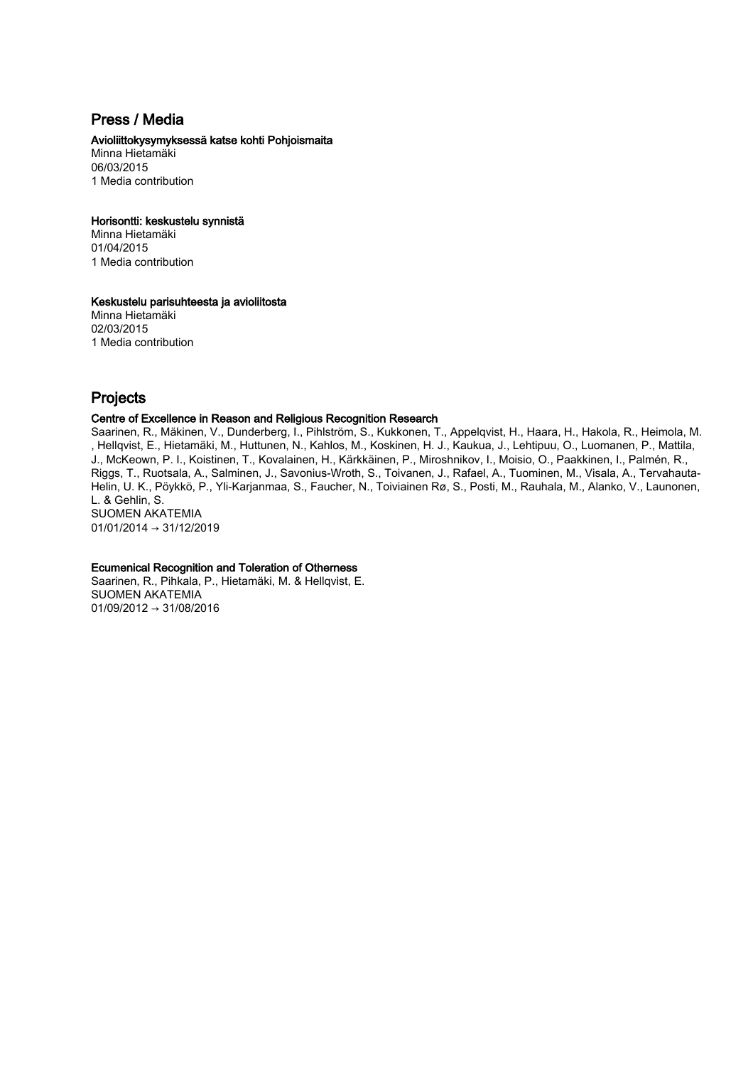## Press / Media

### Avioliittokysymyksessä katse kohti Pohjoismaita

Minna Hietamäki
06/03/2015
1 Media contribution

### Horisontti: keskustelu synnistä

Minna Hietamäki
01/04/2015
1 Media contribution

### Keskustelu parisuhteesta ja avioliitosta

Minna Hietamäki
02/03/2015
1 Media contribution

## Projects

### Centre of Excellence in Reason and Religious Recognition Research

Saarinen, R., Mäkinen, V., Dunderberg, I., Pihlström, S., Kukkonen, T., Appelqvist, H., Haara, H., Hakola, R., Heimola, M., Hellqvist, E., Hietamäki, M., Huttunen, N., Kahlos, M., Koskinen, H. J., Kaukua, J., Lehtipuu, O., Luomanen, P., Mattila, J., McKeown, P. I., Koistinen, T., Kovalainen, H., Kärkkäinen, P., Miroshnikov, I., Moisio, O., Paakkinen, I., Palmén, R., Riggs, T., Ruotsala, A., Salminen, J., Savonius-Wroth, S., Toivanen, J., Rafael, A., Tuominen, M., Visala, A., Tervahauta-Helin, U. K., Pöykkö, P., Yli-Karjanmaa, S., Faucher, N., Toiviainen Rø, S., Posti, M., Rauhala, M., Alanko, V., Launonen, L. & Gehlin, S.
SUOMEN AKATEMIA
01/01/2014 → 31/12/2019

### Ecumenical Recognition and Toleration of Otherness

Saarinen, R., Pihkala, P., Hietamäki, M. & Hellqvist, E.
SUOMEN AKATEMIA
01/09/2012 → 31/08/2016